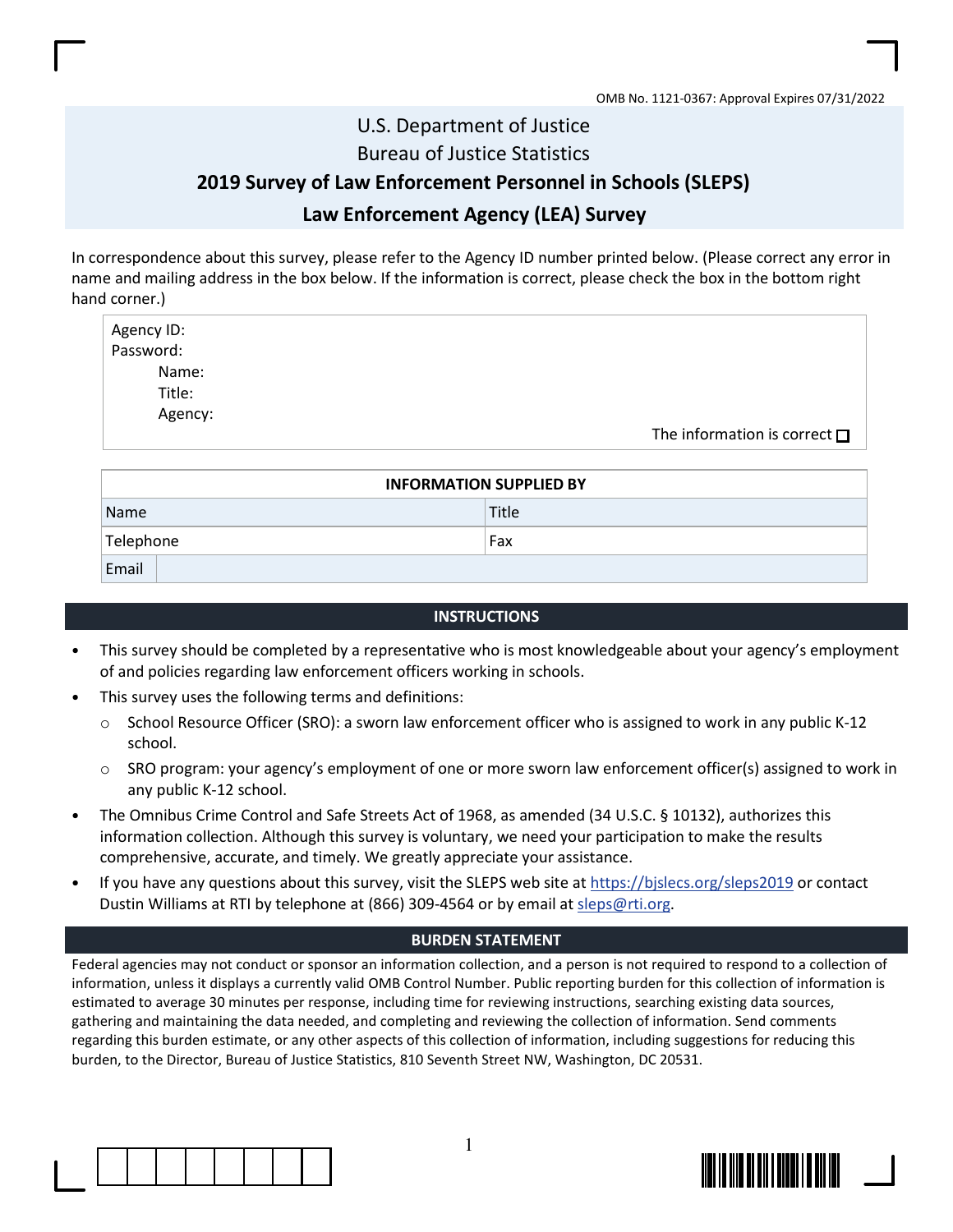OMB No. 1121-0367: Approval Expires 07/31/2022

# U.S. Department of Justice
# Bureau of Justice Statistics
## 2019 Survey of Law Enforcement Personnel in Schools (SLEPS)
## Law Enforcement Agency (LEA) Survey

In correspondence about this survey, please refer to the Agency ID number printed below. (Please correct any error in name and mailing address in the box below. If the information is correct, please check the box in the bottom right hand corner.)

Agency ID:
Password:
Name:
Title:
Agency:

The information is correct ☐

| INFORMATION SUPPLIED BY | |
|---|---|
| Name | Title |
| Telephone | Fax |
| Email | |

### INSTRUCTIONS

- This survey should be completed by a representative who is most knowledgeable about your agency's employment of and policies regarding law enforcement officers working in schools.
- This survey uses the following terms and definitions:
  - School Resource Officer (SRO): a sworn law enforcement officer who is assigned to work in any public K-12 school.
  - SRO program: your agency's employment of one or more sworn law enforcement officer(s) assigned to work in any public K-12 school.
- The Omnibus Crime Control and Safe Streets Act of 1968, as amended (34 U.S.C. § 10132), authorizes this information collection. Although this survey is voluntary, we need your participation to make the results comprehensive, accurate, and timely. We greatly appreciate your assistance.
- If you have any questions about this survey, visit the SLEPS web site at https://bjslecs.org/sleps2019 or contact Dustin Williams at RTI by telephone at (866) 309-4564 or by email at sleps@rti.org.

### BURDEN STATEMENT

Federal agencies may not conduct or sponsor an information collection, and a person is not required to respond to a collection of information, unless it displays a currently valid OMB Control Number. Public reporting burden for this collection of information is estimated to average 30 minutes per response, including time for reviewing instructions, searching existing data sources, gathering and maintaining the data needed, and completing and reviewing the collection of information. Send comments regarding this burden estimate, or any other aspects of this collection of information, including suggestions for reducing this burden, to the Director, Bureau of Justice Statistics, 810 Seventh Street NW, Washington, DC 20531.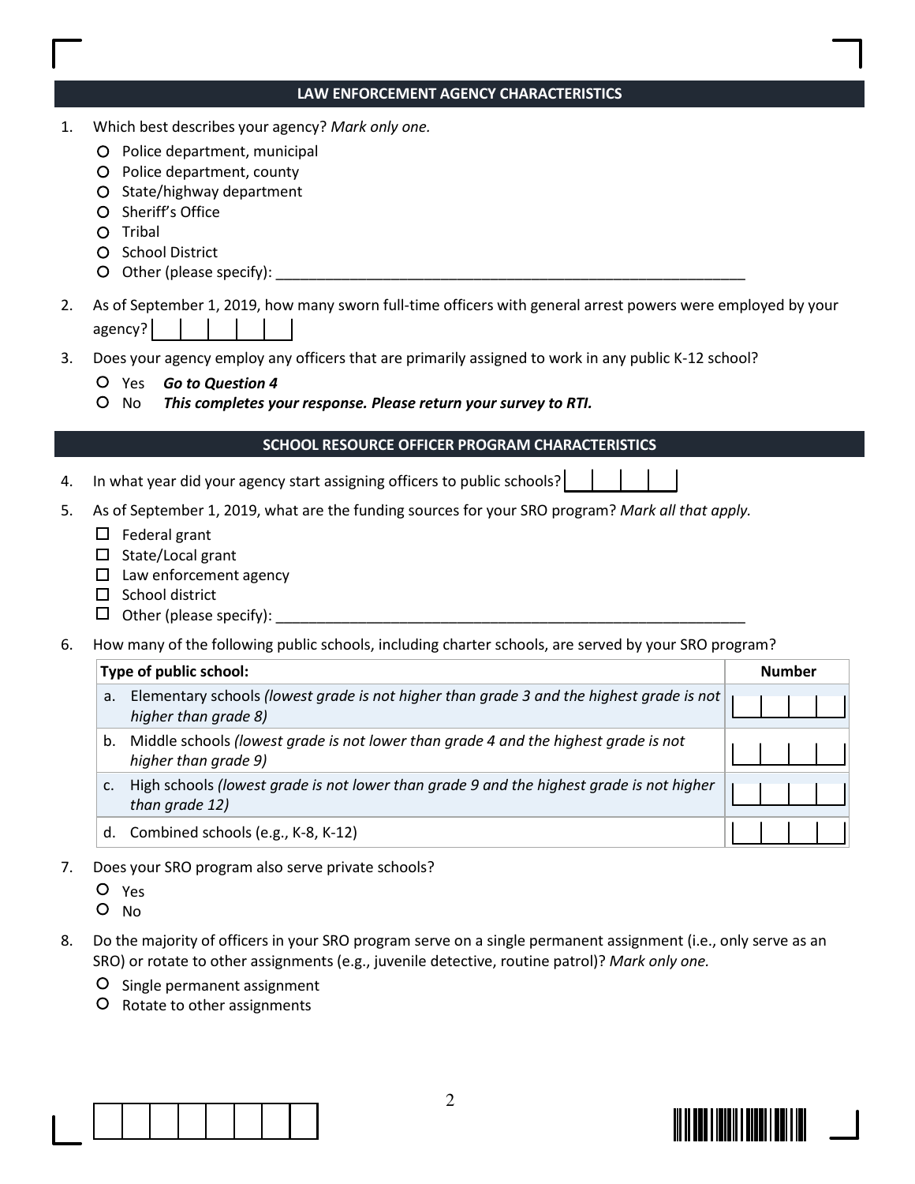## LAW ENFORCEMENT AGENCY CHARACTERISTICS

1. Which best describes your agency? *Mark only one.*
   - ○ Police department, municipal
   - ○ Police department, county
   - ○ State/highway department
   - ○ Sheriff's Office
   - ○ Tribal
   - ○ School District
   - ○ Other (please specify): ___________________________________________

2. As of September 1, 2019, how many sworn full-time officers with general arrest powers were employed by your agency? |__|__|__|__|__|

3. Does your agency employ any officers that are primarily assigned to work in any public K-12 school?
   - ○ Yes ***Go to Question 4***
   - ○ No ***This completes your response. Please return your survey to RTI.***

## SCHOOL RESOURCE OFFICER PROGRAM CHARACTERISTICS

4. In what year did your agency start assigning officers to public schools? |__|__|__|__|

5. As of September 1, 2019, what are the funding sources for your SRO program? *Mark all that apply.*
   - ☐ Federal grant
   - ☐ State/Local grant
   - ☐ Law enforcement agency
   - ☐ School district
   - ☐ Other (please specify): ___________________________________________

6. How many of the following public schools, including charter schools, are served by your SRO program?

| Type of public school: | Number |
|---|---|
| a. Elementary schools *(lowest grade is not higher than grade 3 and the highest grade is not higher than grade 8)* | |__|__|__|__| |
| b. Middle schools *(lowest grade is not lower than grade 4 and the highest grade is not higher than grade 9)* | |__|__|__|__| |
| c. High schools *(lowest grade is not lower than grade 9 and the highest grade is not higher than grade 12)* | |__|__|__|__| |
| d. Combined schools (e.g., K-8, K-12) | |__|__|__|__| |

7. Does your SRO program also serve private schools?
   - ○ Yes
   - ○ No

8. Do the majority of officers in your SRO program serve on a single permanent assignment (i.e., only serve as an SRO) or rotate to other assignments (e.g., juvenile detective, routine patrol)? *Mark only one.*
   - ○ Single permanent assignment
   - ○ Rotate to other assignments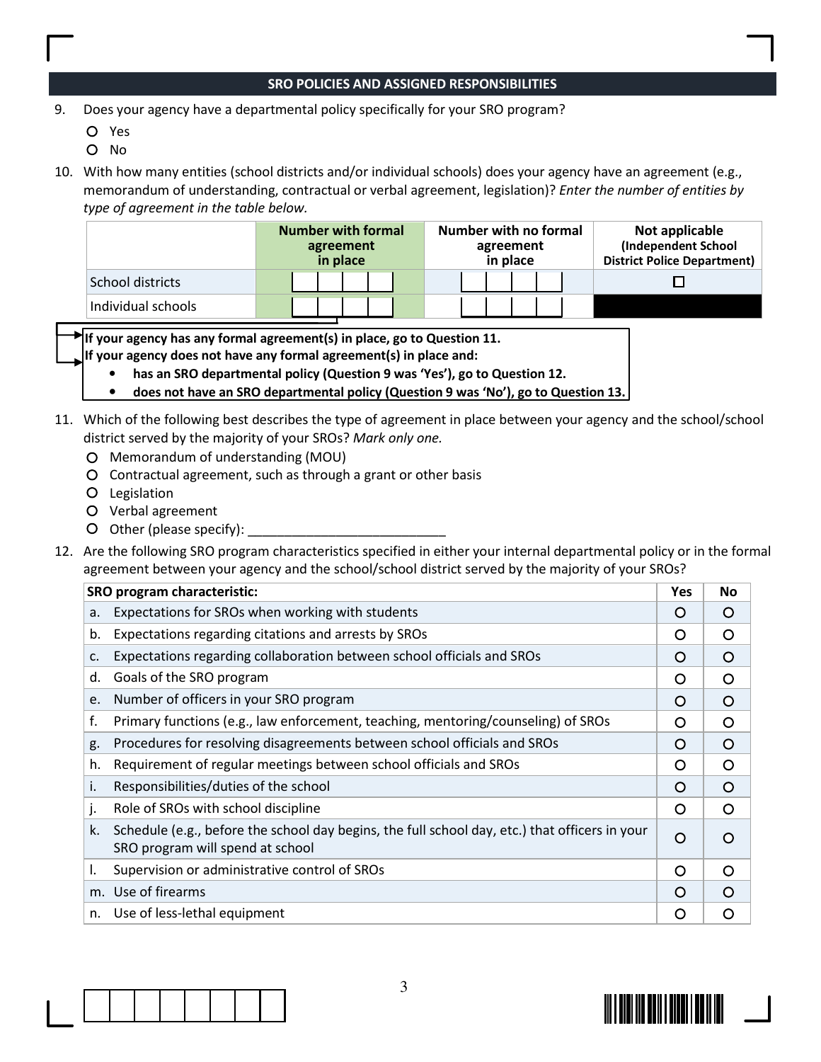## SRO POLICIES AND ASSIGNED RESPONSIBILITIES

9. Does your agency have a departmental policy specifically for your SRO program?

   - ○ Yes
   - ○ No

10. With how many entities (school districts and/or individual schools) does your agency have an agreement (e.g., memorandum of understanding, contractual or verbal agreement, legislation)? *Enter the number of entities by type of agreement in the table below.*

| | Number with formal agreement in place | Number with no formal agreement in place | Not applicable (Independent School District Police Department) |
|---|---|---|---|
| School districts | | | ☐ |
| Individual schools | | | |

**If your agency has any formal agreement(s) in place, go to Question 11.**
**If your agency does not have any formal agreement(s) in place and:**

- **has an SRO departmental policy (Question 9 was 'Yes'), go to Question 12.**
- **does not have an SRO departmental policy (Question 9 was 'No'), go to Question 13.**

11. Which of the following best describes the type of agreement in place between your agency and the school/school district served by the majority of your SROs? *Mark only one.*

   - ○ Memorandum of understanding (MOU)
   - ○ Contractual agreement, such as through a grant or other basis
   - ○ Legislation
   - ○ Verbal agreement
   - ○ Other (please specify): ___________________________

12. Are the following SRO program characteristics specified in either your internal departmental policy or in the formal agreement between your agency and the school/school district served by the majority of your SROs?

| SRO program characteristic: | Yes | No |
|---|---|---|
| a. Expectations for SROs when working with students | ○ | ○ |
| b. Expectations regarding citations and arrests by SROs | ○ | ○ |
| c. Expectations regarding collaboration between school officials and SROs | ○ | ○ |
| d. Goals of the SRO program | ○ | ○ |
| e. Number of officers in your SRO program | ○ | ○ |
| f. Primary functions (e.g., law enforcement, teaching, mentoring/counseling) of SROs | ○ | ○ |
| g. Procedures for resolving disagreements between school officials and SROs | ○ | ○ |
| h. Requirement of regular meetings between school officials and SROs | ○ | ○ |
| i. Responsibilities/duties of the school | ○ | ○ |
| j. Role of SROs with school discipline | ○ | ○ |
| k. Schedule (e.g., before the school day begins, the full school day, etc.) that officers in your SRO program will spend at school | ○ | ○ |
| l. Supervision or administrative control of SROs | ○ | ○ |
| m. Use of firearms | ○ | ○ |
| n. Use of less-lethal equipment | ○ | ○ |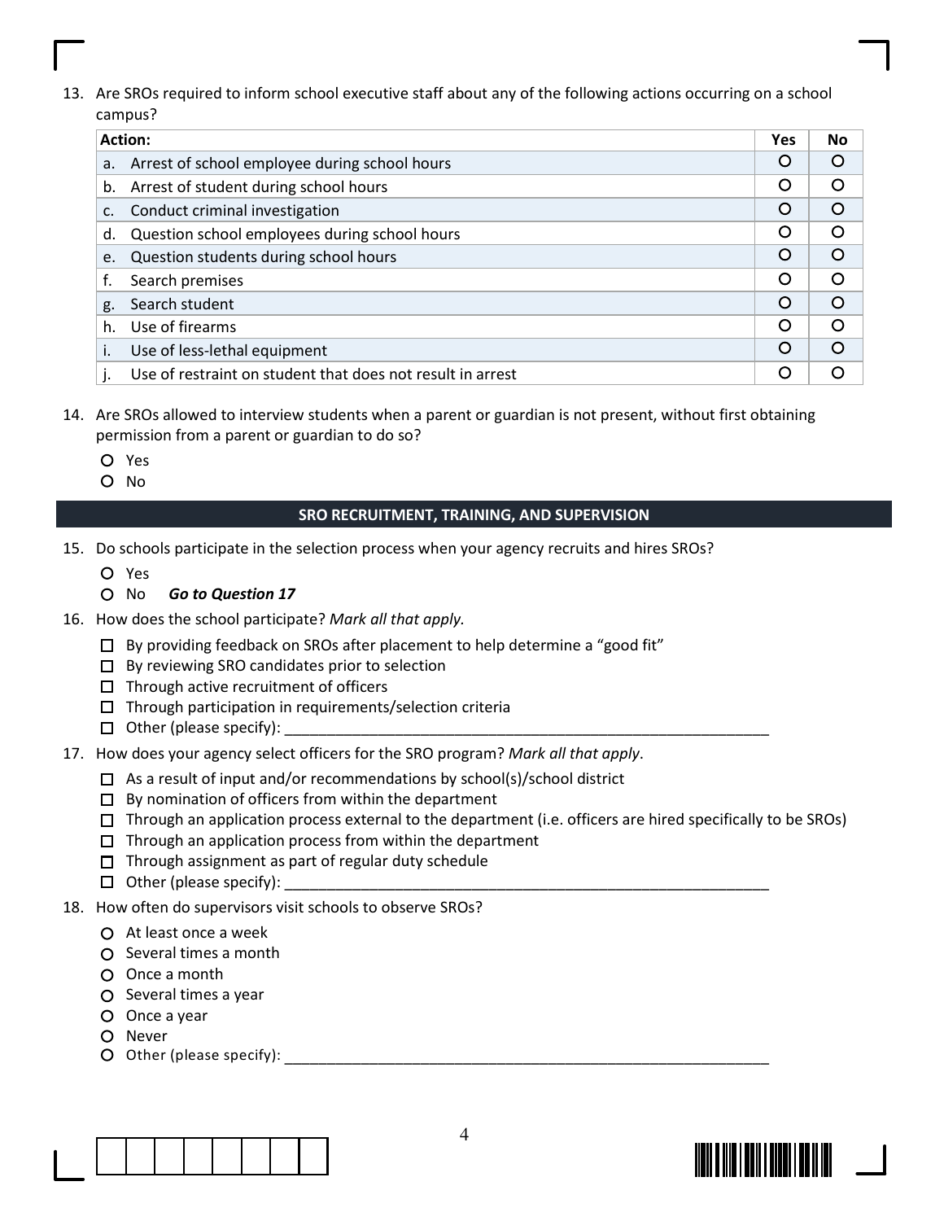13. Are SROs required to inform school executive staff about any of the following actions occurring on a school campus?

| Action: | Yes | No |
|---|---|---|
| a. Arrest of school employee during school hours | O | O |
| b. Arrest of student during school hours | O | O |
| c. Conduct criminal investigation | O | O |
| d. Question school employees during school hours | O | O |
| e. Question students during school hours | O | O |
| f. Search premises | O | O |
| g. Search student | O | O |
| h. Use of firearms | O | O |
| i. Use of less-lethal equipment | O | O |
| j. Use of restraint on student that does not result in arrest | O | O |

14. Are SROs allowed to interview students when a parent or guardian is not present, without first obtaining permission from a parent or guardian to do so?

   - O Yes
   - O No

## SRO RECRUITMENT, TRAINING, AND SUPERVISION

15. Do schools participate in the selection process when your agency recruits and hires SROs?

   - O Yes
   - O No ***Go to Question 17***

16. How does the school participate? *Mark all that apply.*

   - ☐ By providing feedback on SROs after placement to help determine a "good fit"
   - ☐ By reviewing SRO candidates prior to selection
   - ☐ Through active recruitment of officers
   - ☐ Through participation in requirements/selection criteria
   - ☐ Other (please specify): ____________________________________________

17. How does your agency select officers for the SRO program? *Mark all that apply*.

   - ☐ As a result of input and/or recommendations by school(s)/school district
   - ☐ By nomination of officers from within the department
   - ☐ Through an application process external to the department (i.e. officers are hired specifically to be SROs)
   - ☐ Through an application process from within the department
   - ☐ Through assignment as part of regular duty schedule
   - ☐ Other (please specify): ____________________________________________

18. How often do supervisors visit schools to observe SROs?

   - O At least once a week
   - O Several times a month
   - O Once a month
   - O Several times a year
   - O Once a year
   - O Never
   - O Other (please specify): ____________________________________________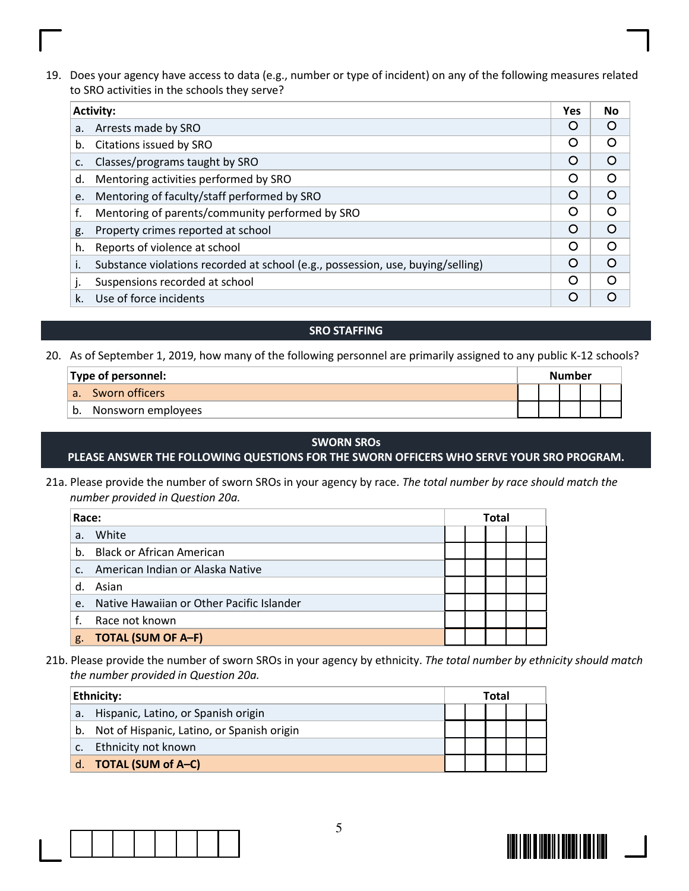19. Does your agency have access to data (e.g., number or type of incident) on any of the following measures related to SRO activities in the schools they serve?

| Activity: | Yes | No |
|---|---|---|
| a. Arrests made by SRO | O | O |
| b. Citations issued by SRO | O | O |
| c. Classes/programs taught by SRO | O | O |
| d. Mentoring activities performed by SRO | O | O |
| e. Mentoring of faculty/staff performed by SRO | O | O |
| f. Mentoring of parents/community performed by SRO | O | O |
| g. Property crimes reported at school | O | O |
| h. Reports of violence at school | O | O |
| i. Substance violations recorded at school (e.g., possession, use, buying/selling) | O | O |
| j. Suspensions recorded at school | O | O |
| k. Use of force incidents | O | O |

## SRO STAFFING

20. As of September 1, 2019, how many of the following personnel are primarily assigned to any public K-12 schools?

| Type of personnel: | Number |
|---|---|
| a. Sworn officers | |
| b. Nonsworn employees | |

## SWORN SROs

## PLEASE ANSWER THE FOLLOWING QUESTIONS FOR THE SWORN OFFICERS WHO SERVE YOUR SRO PROGRAM.

21a. Please provide the number of sworn SROs in your agency by race. *The total number by race should match the number provided in Question 20a.*

| Race: | Total |
|---|---|
| a. White | |
| b. Black or African American | |
| c. American Indian or Alaska Native | |
| d. Asian | |
| e. Native Hawaiian or Other Pacific Islander | |
| f. Race not known | |
| g. **TOTAL (SUM OF A–F)** | |

21b. Please provide the number of sworn SROs in your agency by ethnicity. *The total number by ethnicity should match the number provided in Question 20a.*

| Ethnicity: | Total |
|---|---|
| a. Hispanic, Latino, or Spanish origin | |
| b. Not of Hispanic, Latino, or Spanish origin | |
| c. Ethnicity not known | |
| d. **TOTAL (SUM of A–C)** | |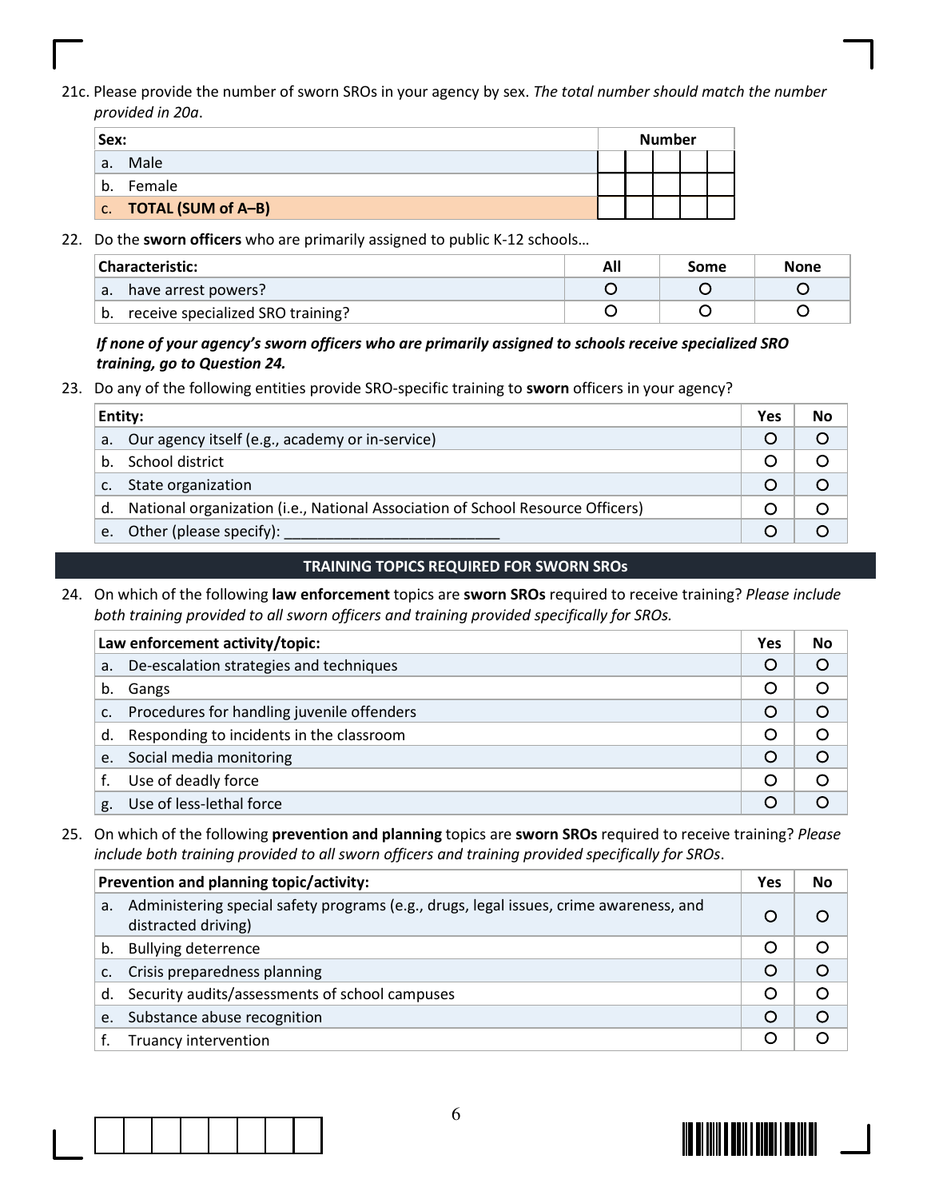21c. Please provide the number of sworn SROs in your agency by sex. *The total number should match the number provided in 20a*.

| Sex: | Number |
|---|---|
| a. Male | |
| b. Female | |
| c. **TOTAL (SUM of A–B)** | |

22. Do the **sworn officers** who are primarily assigned to public K-12 schools…

| Characteristic: | All | Some | None |
|---|---|---|---|
| a. have arrest powers? | O | O | O |
| b. receive specialized SRO training? | O | O | O |

***If none of your agency's sworn officers who are primarily assigned to schools receive specialized SRO training, go to Question 24.***

23. Do any of the following entities provide SRO-specific training to **sworn** officers in your agency?

| Entity: | Yes | No |
|---|---|---|
| a. Our agency itself (e.g., academy or in-service) | O | O |
| b. School district | O | O |
| c. State organization | O | O |
| d. National organization (i.e., National Association of School Resource Officers) | O | O |
| e. Other (please specify): ___________________________ | O | O |

## TRAINING TOPICS REQUIRED FOR SWORN SROs

24. On which of the following **law enforcement** topics are **sworn SROs** required to receive training? *Please include both training provided to all sworn officers and training provided specifically for SROs.*

| Law enforcement activity/topic: | Yes | No |
|---|---|---|
| a. De-escalation strategies and techniques | O | O |
| b. Gangs | O | O |
| c. Procedures for handling juvenile offenders | O | O |
| d. Responding to incidents in the classroom | O | O |
| e. Social media monitoring | O | O |
| f. Use of deadly force | O | O |
| g. Use of less-lethal force | O | O |

25. On which of the following **prevention and planning** topics are **sworn SROs** required to receive training? *Please include both training provided to all sworn officers and training provided specifically for SROs*.

| Prevention and planning topic/activity: | Yes | No |
|---|---|---|
| a. Administering special safety programs (e.g., drugs, legal issues, crime awareness, and distracted driving) | O | O |
| b. Bullying deterrence | O | O |
| c. Crisis preparedness planning | O | O |
| d. Security audits/assessments of school campuses | O | O |
| e. Substance abuse recognition | O | O |
| f. Truancy intervention | O | O |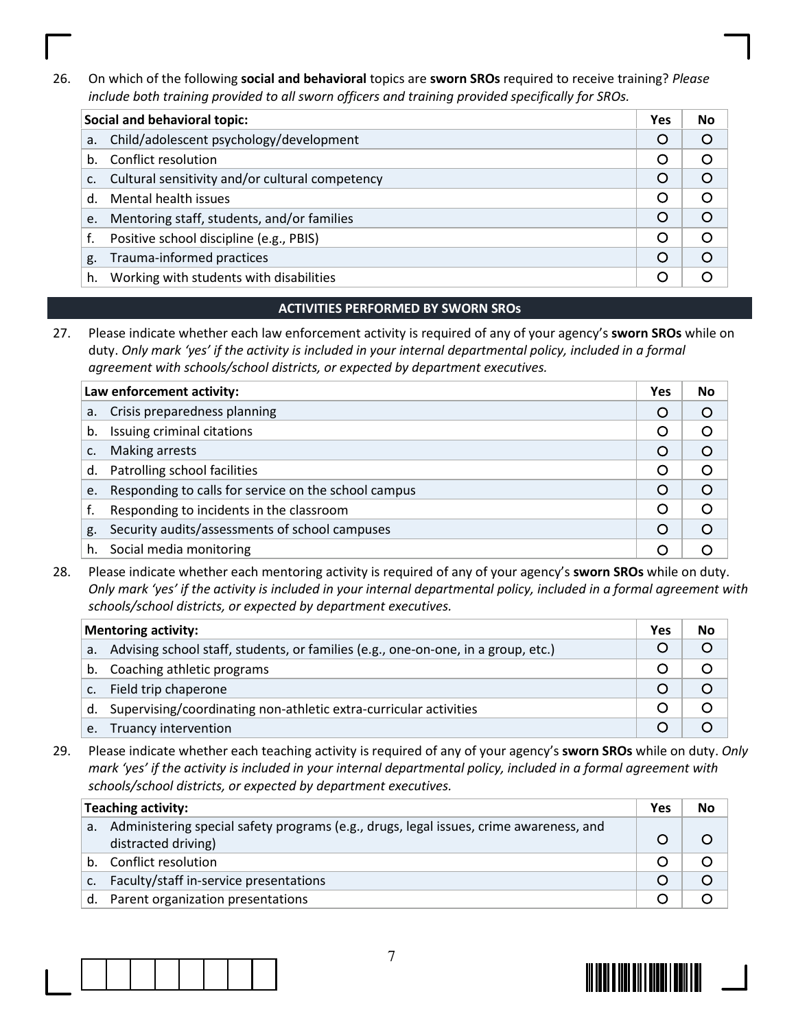26. On which of the following **social and behavioral** topics are **sworn SROs** required to receive training? *Please include both training provided to all sworn officers and training provided specifically for SROs.*

| Social and behavioral topic: | Yes | No |
|---|---|---|
| a. Child/adolescent psychology/development | ○ | ○ |
| b. Conflict resolution | ○ | ○ |
| c. Cultural sensitivity and/or cultural competency | ○ | ○ |
| d. Mental health issues | ○ | ○ |
| e. Mentoring staff, students, and/or families | ○ | ○ |
| f. Positive school discipline (e.g., PBIS) | ○ | ○ |
| g. Trauma-informed practices | ○ | ○ |
| h. Working with students with disabilities | ○ | ○ |

## ACTIVITIES PERFORMED BY SWORN SROs

27. Please indicate whether each law enforcement activity is required of any of your agency's **sworn SROs** while on duty. *Only mark 'yes' if the activity is included in your internal departmental policy, included in a formal agreement with schools/school districts, or expected by department executives.*

| Law enforcement activity: | Yes | No |
|---|---|---|
| a. Crisis preparedness planning | ○ | ○ |
| b. Issuing criminal citations | ○ | ○ |
| c. Making arrests | ○ | ○ |
| d. Patrolling school facilities | ○ | ○ |
| e. Responding to calls for service on the school campus | ○ | ○ |
| f. Responding to incidents in the classroom | ○ | ○ |
| g. Security audits/assessments of school campuses | ○ | ○ |
| h. Social media monitoring | ○ | ○ |

28. Please indicate whether each mentoring activity is required of any of your agency's **sworn SROs** while on duty. *Only mark 'yes' if the activity is included in your internal departmental policy, included in a formal agreement with schools/school districts, or expected by department executives.*

| Mentoring activity: | Yes | No |
|---|---|---|
| a. Advising school staff, students, or families (e.g., one-on-one, in a group, etc.) | ○ | ○ |
| b. Coaching athletic programs | ○ | ○ |
| c. Field trip chaperone | ○ | ○ |
| d. Supervising/coordinating non-athletic extra-curricular activities | ○ | ○ |
| e. Truancy intervention | ○ | ○ |

29. Please indicate whether each teaching activity is required of any of your agency's **sworn SROs** while on duty. *Only mark 'yes' if the activity is included in your internal departmental policy, included in a formal agreement with schools/school districts, or expected by department executives.*

| Teaching activity: | Yes | No |
|---|---|---|
| a. Administering special safety programs (e.g., drugs, legal issues, crime awareness, and distracted driving) | ○ | ○ |
| b. Conflict resolution | ○ | ○ |
| c. Faculty/staff in-service presentations | ○ | ○ |
| d. Parent organization presentations | ○ | ○ |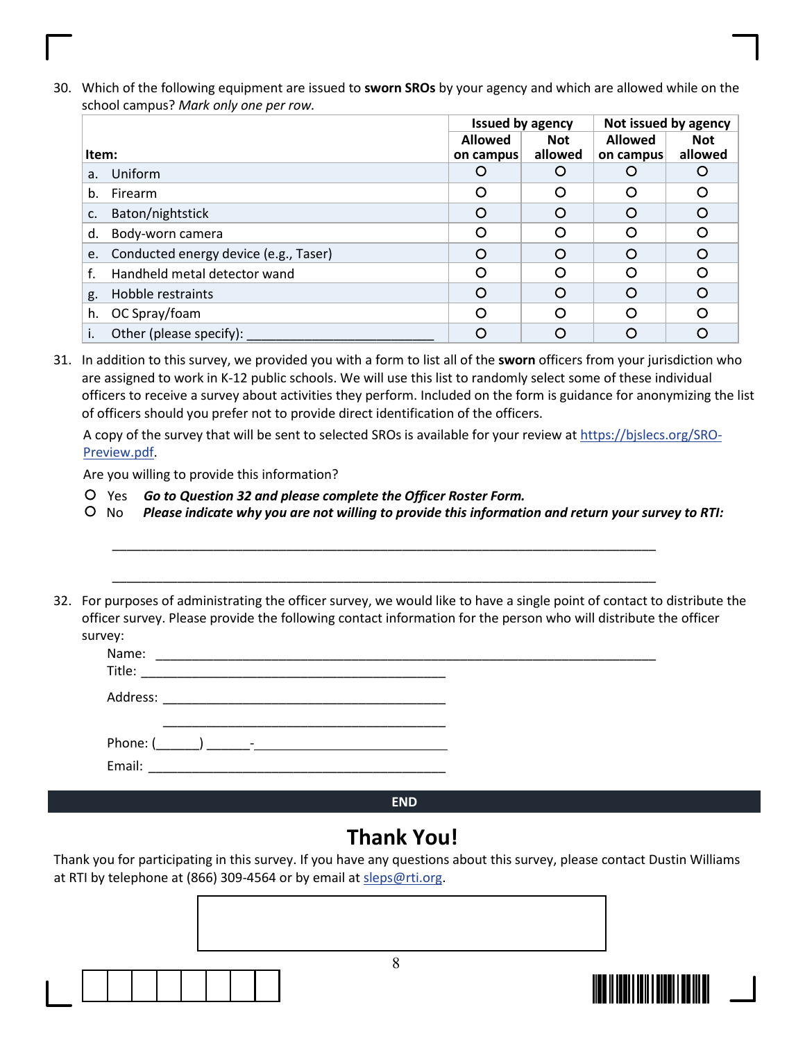30. Which of the following equipment are issued to **sworn SROs** by your agency and which are allowed while on the school campus? *Mark only one per row.*

| Item: | Issued by agency | | Not issued by agency | |
|---|---|---|---|---|
| | Allowed on campus | Not allowed | Allowed on campus | Not allowed |
| a. Uniform | O | O | O | O |
| b. Firearm | O | O | O | O |
| c. Baton/nightstick | O | O | O | O |
| d. Body-worn camera | O | O | O | O |
| e. Conducted energy device (e.g., Taser) | O | O | O | O |
| f. Handheld metal detector wand | O | O | O | O |
| g. Hobble restraints | O | O | O | O |
| h. OC Spray/foam | O | O | O | O |
| i. Other (please specify): ___________________________ | O | O | O | O |

31. In addition to this survey, we provided you with a form to list all of the **sworn** officers from your jurisdiction who are assigned to work in K-12 public schools. We will use this list to randomly select some of these individual officers to receive a survey about activities they perform. Included on the form is guidance for anonymizing the list of officers should you prefer not to provide direct identification of the officers.

   A copy of the survey that will be sent to selected SROs is available for your review at https://bjslecs.org/SRO-Preview.pdf.

   Are you willing to provide this information?

   - O Yes *Go to Question 32 and please complete the Officer Roster Form.*
   - O No *Please indicate why you are not willing to provide this information and return your survey to RTI:*

   ______________________________________________________________________________

   ______________________________________________________________________________

32. For purposes of administrating the officer survey, we would like to have a single point of contact to distribute the officer survey. Please provide the following contact information for the person who will distribute the officer survey:

   Name: ________________________________________________________________________

   Title: _____________________________________________

   Address: _________________________________________

   _________________________________________

   Phone: (______) ______-___________________________

   Email: ___________________________________________

**END**

# Thank You!

Thank you for participating in this survey. If you have any questions about this survey, please contact Dustin Williams at RTI by telephone at (866) 309-4564 or by email at sleps@rti.org.